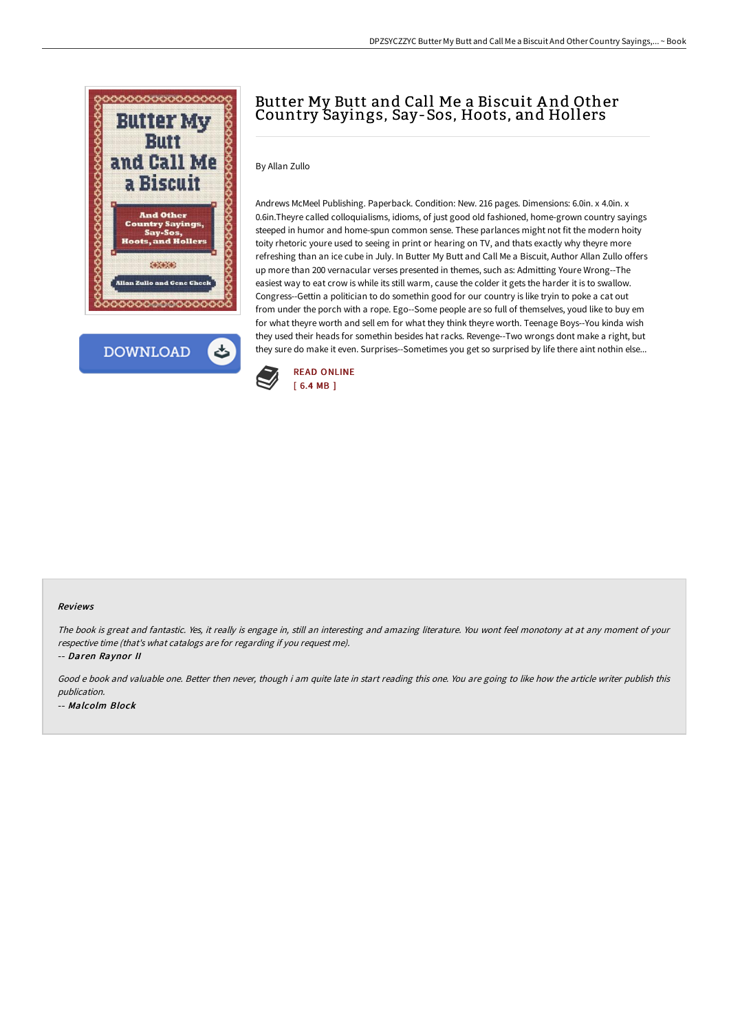# Butter My Butt and Call Me a Biscuit And Other Country Sayings, Say-Sos, Hoots, and Hollers

By Allan Zullo

Andrews McMeel Publishing. Paperback. Condition: New. 216 pages. Dimensions: 6.0in. x 4.0in. x 0.6in.Theyre called colloquialisms, idioms, of just good old fashioned, home-grown country sayings steeped in humor and home-spun common sense. These parlances might not fit the modern hoity toity rhetoric youre used to seeing in print or hearing on TV, and thats exactly why theyre more refreshing than an ice cube in July. In Butter My Butt and Call Me a Biscuit, Author Allan Zullo offers up more than 200 vernacular verses presented in themes, such as: Admitting Youre Wrong--The easiest way to eat crow is while its still warm, cause the colder it gets the harder it is to swallow. Congress--Gettin a politician to do somethin good for our country is like tryin to poke a cat out from under the porch with a rope. Ego--Some people are so full of themselves, youd like to buy em for what theyre worth and sell em for what they think theyre worth. Teenage Boys--You kinda wish they used their heads for somethin besides hat racks. Revenge--Two wrongs dont make a right, but they sure do make it even. Surprises--Sometimes you get so surprised by life there aint nothin else...

READ ONLINE
[ 6.4 MB ]

### Reviews

*The book is great and fantastic. Yes, it really is engage in, still an interesting and amazing literature. You wont feel monotony at at any moment of your respective time (that's what catalogs are for regarding if you request me).*

-- *Daren Raynor II*

*Good e book and valuable one. Better then never, though i am quite late in start reading this one. You are going to like how the article writer publish this publication.*

-- *Malcolm Block*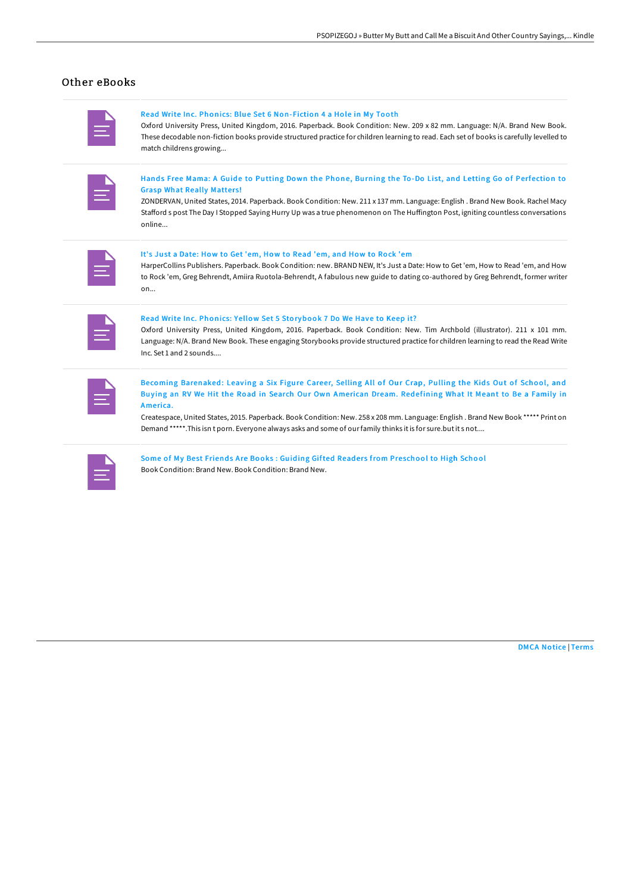## Other eBooks

**Read Write Inc. Phonics: Blue Set 6 Non-Fiction 4 a Hole in My Tooth**

Oxford University Press, United Kingdom, 2016. Paperback. Book Condition: New. 209 x 82 mm. Language: N/A. Brand New Book. These decodable non-fiction books provide structured practice for children learning to read. Each set of books is carefully levelled to match childrens growing...

**Hands Free Mama: A Guide to Putting Down the Phone, Burning the To-Do List, and Letting Go of Perfection to Grasp What Really Matters!**

ZONDERVAN, United States, 2014. Paperback. Book Condition: New. 211 x 137 mm. Language: English . Brand New Book. Rachel Macy Stafford s post The Day I Stopped Saying Hurry Up was a true phenomenon on The Huffington Post, igniting countless conversations online...

**It's Just a Date: How to Get 'em, How to Read 'em, and How to Rock 'em**

HarperCollins Publishers. Paperback. Book Condition: new. BRAND NEW, It's Just a Date: How to Get 'em, How to Read 'em, and How to Rock 'em, Greg Behrendt, Amiira Ruotola-Behrendt, A fabulous new guide to dating co-authored by Greg Behrendt, former writer on...

**Read Write Inc. Phonics: Yellow Set 5 Storybook 7 Do We Have to Keep it?**

Oxford University Press, United Kingdom, 2016. Paperback. Book Condition: New. Tim Archbold (illustrator). 211 x 101 mm. Language: N/A. Brand New Book. These engaging Storybooks provide structured practice for children learning to read the Read Write Inc. Set 1 and 2 sounds....

**Becoming Barenaked: Leaving a Six Figure Career, Selling All of Our Crap, Pulling the Kids Out of School, and Buying an RV We Hit the Road in Search Our Own American Dream. Redefining What It Meant to Be a Family in America.**

Createspace, United States, 2015. Paperback. Book Condition: New. 258 x 208 mm. Language: English . Brand New Book ***** Print on Demand *****.This isn t porn. Everyone always asks and some of our family thinks it is for sure.but it s not....

**Some of My Best Friends Are Books : Guiding Gifted Readers from Preschool to High School**

Book Condition: Brand New. Book Condition: Brand New.